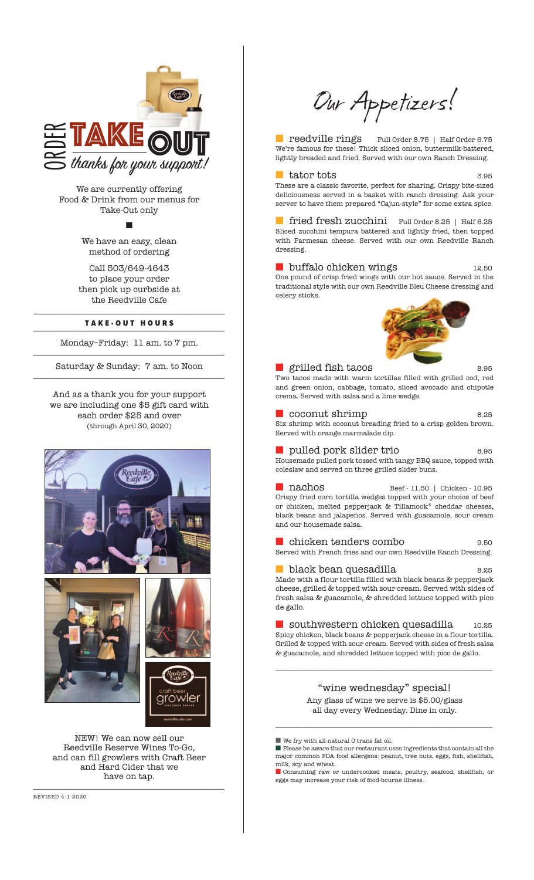# ORDER TAKE OUT

*thanks for your support!*

We are currently offering Food & Drink from our menus for Take-Out only

We have an easy, clean method of ordering

Call 503/649-4643 to place your order then pick up curbside at the Reedville Cafe

## TAKE-OUT HOURS

Monday–Friday: 11 am. to 7 pm.

Saturday & Sunday: 7 am. to Noon

And as a thank you for your support we are including one $5 gift card with each order $25 and over (through April 30, 2020)

NEW! We can now sell our Reedville Reserve Wines To-Go, and can fill growlers with Craft Beer and Hard Cider that we have on tap.

REVISED 4-1-2020

# Our Appetizers!

**reedville rings** — Full Order 8.75 | Half Order 6.75
We're famous for these! Thick sliced onion, buttermilk-battered, lightly breaded and fried. Served with our own Ranch Dressing.

**tator tots** — 3.95
These are a classic favorite, perfect for sharing. Crispy bite-sized deliciousness served in a basket with ranch dressing. Ask your server to have them prepared "Cajun-style" for some extra spice.

**fried fresh zucchini** — Full Order 8.25 | Half 6.25
Sliced zucchini tempura battered and lightly fried, then topped with Parmesan cheese. Served with our own Reedville Ranch dressing.

**buffalo chicken wings** — 12.50
One pound of crisp fried wings with our hot sauce. Served in the traditional style with our own Reedville Bleu Cheese dressing and celery sticks.

**grilled fish tacos** — 8.95
Two tacos made with warm tortillas filled with grilled cod, red and green onion, cabbage, tomato, sliced avocado and chipotle crema. Served with salsa and a lime wedge.

**coconut shrimp** — 8.25
Six shrimp with coconut breading fried to a crisp golden brown. Served with orange marmalade dip.

**pulled pork slider trio** — 8.95
Housemade pulled pork tossed with tangy BBQ sauce, topped with coleslaw and served on three grilled slider buns.

**nachos** — Beef - 11.50 | Chicken - 10.95
Crispy fried corn tortilla wedges topped with your choice of beef or chicken, melted pepperjack & Tillamook® cheddar cheeses, black beans and jalapeños. Served with guacamole, sour cream and our housemade salsa.

**chicken tenders combo** — 9.50
Served with French fries and our own Reedville Ranch Dressing.

**black bean quesadilla** — 8.25
Made with a flour tortilla filled with black beans & pepperjack cheese, grilled & topped with sour cream. Served with sides of fresh salsa & guacamole, & shredded lettuce topped with pico de gallo.

**southwestern chicken quesadilla** — 10.25
Spicy chicken, black beans & pepperjack cheese in a flour tortilla. Grilled & topped with sour cream. Served with sides of fresh salsa & guacamole, and shredded lettuce topped with pico de gallo.

## "wine wednesday" special!

Any glass of wine we serve is $5.00/glass all day every Wednesday. Dine in only.

- We fry with all-natural 0 trans fat oil.
- Please be aware that our restaurant uses ingredients that contain all the major common FDA food allergens: peanut, tree nuts, eggs, fish, shellfish, milk, soy and wheat.
- Consuming raw or undercooked meats, poultry, seafood, shellfish, or eggs may increase your risk of food-borne illness.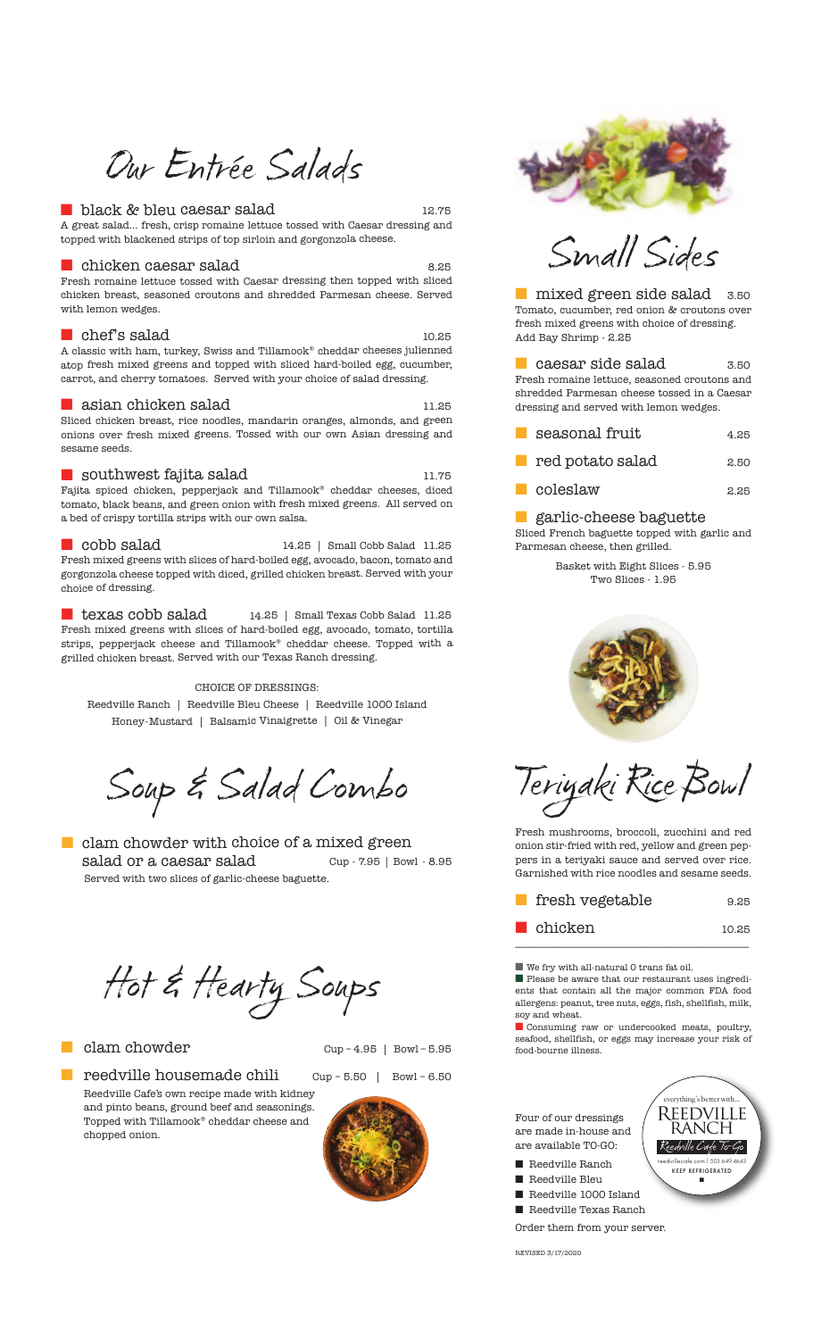# Our Entrée Salads

**black & bleu caesar salad** 12.75
A great salad... fresh, crisp romaine lettuce tossed with Caesar dressing and topped with blackened strips of top sirloin and gorgonzola cheese.

**chicken caesar salad** 8.25
Fresh romaine lettuce tossed with Caesar dressing then topped with sliced chicken breast, seasoned croutons and shredded Parmesan cheese. Served with lemon wedges.

**chef's salad** 10.25
A classic with ham, turkey, Swiss and Tillamook® cheddar cheeses julienned atop fresh mixed greens and topped with sliced hard-boiled egg, cucumber, carrot, and cherry tomatoes. Served with your choice of salad dressing.

**asian chicken salad** 11.25
Sliced chicken breast, rice noodles, mandarin oranges, almonds, and green onions over fresh mixed greens. Tossed with our own Asian dressing and sesame seeds.

**southwest fajita salad** 11.75
Fajita spiced chicken, pepperjack and Tillamook® cheddar cheeses, diced tomato, black beans, and green onion with fresh mixed greens. All served on a bed of crispy tortilla strips with our own salsa.

**cobb salad** 14.25 | Small Cobb Salad 11.25
Fresh mixed greens with slices of hard-boiled egg, avocado, bacon, tomato and gorgonzola cheese topped with diced, grilled chicken breast. Served with your choice of dressing.

**texas cobb salad** 14.25 | Small Texas Cobb Salad 11.25
Fresh mixed greens with slices of hard-boiled egg, avocado, tomato, tortilla strips, pepperjack cheese and Tillamook® cheddar cheese. Topped with a grilled chicken breast. Served with our Texas Ranch dressing.

CHOICE OF DRESSINGS:
Reedville Ranch | Reedville Bleu Cheese | Reedville 1000 Island
Honey-Mustard | Balsamic Vinaigrette | Oil & Vinegar

# Soup & Salad Combo

**clam chowder with choice of a mixed green salad or a caesar salad** Cup - 7.95 | Bowl - 8.95
Served with two slices of garlic-cheese baguette.

# Hot & Hearty Soups

**clam chowder** Cup – 4.95 | Bowl – 5.95

**reedville housemade chili** Cup – 5.50 | Bowl – 6.50
Reedville Cafe's own recipe made with kidney and pinto beans, ground beef and seasonings. Topped with Tillamook® cheddar cheese and chopped onion.

# Small Sides

**mixed green side salad** 3.50
Tomato, cucumber, red onion & croutons over fresh mixed greens with choice of dressing.
Add Bay Shrimp - 2.25

**caesar side salad** 3.50
Fresh romaine lettuce, seasoned croutons and shredded Parmesan cheese tossed in a Caesar dressing and served with lemon wedges.

**seasonal fruit** 4.25

**red potato salad** 2.50

**coleslaw** 2.25

**garlic-cheese baguette**
Sliced French baguette topped with garlic and Parmesan cheese, then grilled.

Basket with Eight Slices - 5.95
Two Slices - 1.95

# Teriyaki Rice Bowl

Fresh mushrooms, broccoli, zucchini and red onion stir-fried with red, yellow and green peppers in a teriyaki sauce and served over rice. Garnished with rice noodles and sesame seeds.

**fresh vegetable** 9.25

**chicken** 10.25

---

We fry with all-natural 0 trans fat oil.

Please be aware that our restaurant uses ingredients that contain all the major common FDA food allergens: peanut, tree nuts, eggs, fish, shellfish, milk, soy and wheat.

Consuming raw or undercooked meats, poultry, seafood, shellfish, or eggs may increase your risk of food-bourne illness.

Four of our dressings are made in-house and are available TO-GO:

- Reedville Ranch
- Reedville Bleu
- Reedville 1000 Island
- Reedville Texas Ranch

Order them from your server.

everything's better with... REEDVILLE RANCH
Reedville Cafe To-Go
reedvillecafe.com | 503 649 4643
KEEP REFRIGERATED

REVISED 3/17/2020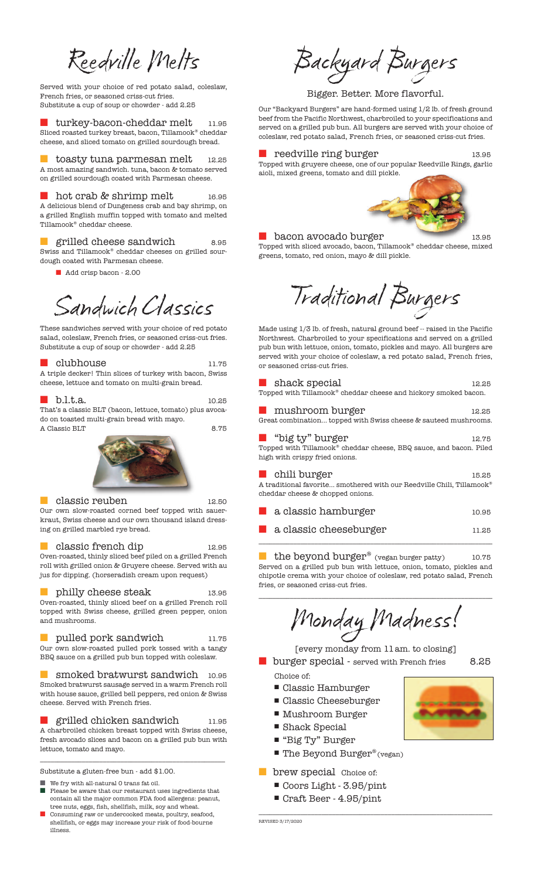## Reedville Melts

Served with your choice of red potato salad, coleslaw, French fries, or seasoned criss-cut fries.
Substitute a cup of soup or chowder - add 2.25

**turkey-bacon-cheddar melt** 11.95
Sliced roasted turkey breast, bacon, Tillamook® cheddar cheese, and sliced tomato on grilled sourdough bread.

**toasty tuna parmesan melt** 12.25
A most amazing sandwich. tuna, bacon & tomato served on grilled sourdough coated with Parmesan cheese.

**hot crab & shrimp melt** 16.95
A delicious blend of Dungeness crab and bay shrimp, on a grilled English muffin topped with tomato and melted Tillamook® cheddar cheese.

**grilled cheese sandwich** 8.95
Swiss and Tillamook® cheddar cheeses on grilled sourdough coated with Parmesan cheese.

- Add crisp bacon - 2.00

## Sandwich Classics

These sandwiches served with your choice of red potato salad, coleslaw, French fries, or seasoned criss-cut fries. Substitute a cup of soup or chowder - add 2.25

**clubhouse** 11.75
A triple decker! Thin slices of turkey with bacon, Swiss cheese, lettuce and tomato on multi-grain bread.

**b.l.t.a.** 10.25
That's a classic BLT (bacon, lettuce, tomato) plus avocado on toasted multi-grain bread with mayo.
A Classic BLT 8.75

**classic reuben** 12.50
Our own slow-roasted corned beef topped with sauerkraut, Swiss cheese and our own thousand island dressing on grilled marbled rye bread.

**classic french dip** 12.95
Oven-roasted, thinly sliced beef piled on a grilled French roll with grilled onion & Gruyere cheese. Served with au jus for dipping. (horseradish cream upon request)

**philly cheese steak** 13.95
Oven-roasted, thinly sliced beef on a grilled French roll topped with Swiss cheese, grilled green pepper, onion and mushrooms.

**pulled pork sandwich** 11.75
Our own slow-roasted pulled pork tossed with a tangy BBQ sauce on a grilled pub bun topped with coleslaw.

**smoked bratwurst sandwich** 10.95
Smoked bratwurst sausage served in a warm French roll with house sauce, grilled bell peppers, red onion & Swiss cheese. Served with French fries.

**grilled chicken sandwich** 11.95
A charbroiled chicken breast topped with Swiss cheese, fresh avocado slices and bacon on a grilled pub bun with lettuce, tomato and mayo.

---

Substitute a gluten-free bun - add $1.00.

- We fry with all-natural 0 trans fat oil.
- Please be aware that our restaurant uses ingredients that contain all the major common FDA food allergens: peanut, tree nuts, eggs, fish, shellfish, milk, soy and wheat.
- Consuming raw or undercooked meats, poultry, seafood, shellfish, or eggs may increase your risk of food-borne illness.

## Backyard Burgers

Bigger. Better. More flavorful.

Our "Backyard Burgers" are hand-formed using 1/2 lb. of fresh ground beef from the Pacific Northwest, charbroiled to your specifications and served on a grilled pub bun. All burgers are served with your choice of coleslaw, red potato salad, French fries, or seasoned criss-cut fries.

**reedville ring burger** 13.95
Topped with gruyere cheese, one of our popular Reedville Rings, garlic aioli, mixed greens, tomato and dill pickle.

**bacon avocado burger** 13.95
Topped with sliced avocado, bacon, Tillamook® cheddar cheese, mixed greens, tomato, red onion, mayo & dill pickle.

## Traditional Burgers

Made using 1/3 lb. of fresh, natural ground beef -- raised in the Pacific Northwest. Charbroiled to your specifications and served on a grilled pub bun with lettuce, onion, tomato, pickles and mayo. All burgers are served with your choice of coleslaw, a red potato salad, French fries, or seasoned criss-cut fries.

**shack special** 12.25
Topped with Tillamook® cheddar cheese and hickory smoked bacon.

**mushroom burger** 12.25
Great combination... topped with Swiss cheese & sauteed mushrooms.

**"big ty" burger** 12.75
Topped with Tillamook® cheddar cheese, BBQ sauce, and bacon. Piled high with crispy fried onions.

**chili burger** 15.25
A traditional favorite... smothered with our Reedville Chili, Tillamook® cheddar cheese & chopped onions.

**a classic hamburger** 10.95

**a classic cheeseburger** 11.25

---

**the beyond burger®** (vegan burger patty) 10.75
Served on a grilled pub bun with lettuce, onion, tomato, pickles and chipotle crema with your choice of coleslaw, red potato salad, French fries, or seasoned criss-cut fries.

---

## Monday Madness!

[every monday from 11 am. to closing]

**burger special** - served with French fries 8.25

Choice of:

- Classic Hamburger
- Classic Cheeseburger
- Mushroom Burger
- Shack Special
- "Big Ty" Burger
- The Beyond Burger® (vegan)

**brew special** Choice of:

- Coors Light - 3.95/pint
- Craft Beer - 4.95/pint

---

REVISED 3/17/2020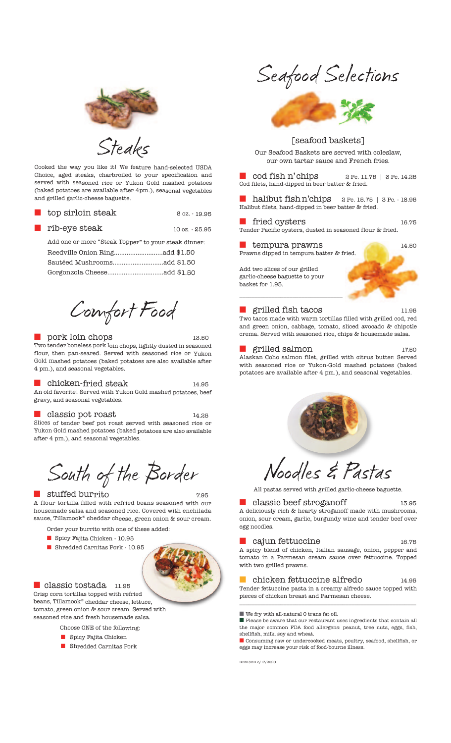# Steaks

Cooked the way you like it! We feature hand-selected USDA Choice, aged steaks, charbroiled to your specification and served with seasoned rice or Yukon Gold mashed potatoes (baked potatoes are available after 4pm.), seasonal vegetables and grilled garlic-cheese baguette.

- **top sirloin steak** — 8 oz. - 19.95
- **rib-eye steak** — 10 oz. - 25.95

Add one or more "Steak Topper" to your steak dinner:

- Reedville Onion Ring..........................add $1.50
- Sautéed Mushrooms............................add $1.50
- Gorgonzola Cheese..............................add $1.50

# Comfort Food

**pork loin chops** — 13.50
Two tender boneless pork loin chops, lightly dusted in seasoned flour, then pan-seared. Served with seasoned rice or Yukon Gold mashed potatoes (baked potatoes are also available after 4 pm.), and seasonal vegetables.

**chicken-fried steak** — 14.95
An old favorite! Served with Yukon Gold mashed potatoes, beef gravy, and seasonal vegetables.

**classic pot roast** — 14.25
Slices of tender beef pot roast served with seasoned rice or Yukon Gold mashed potatoes (baked potatoes are also available after 4 pm.), and seasonal vegetables.

# South of the Border

**stuffed burrito** — 7.95
A flour tortilla filled with refried beans seasoned with our housemade salsa and seasoned rice. Covered with enchilada sauce, Tillamook® cheddar cheese, green onion & sour cream.

Order your burrito with one of these added:

- Spicy Fajita Chicken - 10.95
- Shredded Carnitas Pork - 10.95

**classic tostada** — 11.95
Crisp corn tortillas topped with refried beans, Tillamook® cheddar cheese, lettuce, tomato, green onion & sour cream. Served with seasoned rice and fresh housemade salsa.

Choose ONE of the following:

- Spicy Fajita Chicken
- Shredded Carnitas Pork

# Seafood Selections

## [seafood baskets]

Our Seafood Baskets are served with coleslaw, our own tartar sauce and French fries.

**cod fish n'chips** — 2 Pc. 11.75 | 3 Pc. 14.25
Cod filets, hand-dipped in beer batter & fried.

**halibut fish n'chips** — 2 Pc. 15.75 | 3 Pc. - 18.95
Halibut filets, hand-dipped in beer batter & fried.

**fried oysters** — 16.75
Tender Pacific oysters, dusted in seasoned flour & fried.

**tempura prawns** — 14.50
Prawns dipped in tempura batter & fried.

Add two slices of our grilled garlic-cheese baguette to your basket for 1.95.

**grilled fish tacos** — 11.95
Two tacos made with warm tortillas filled with grilled cod, red and green onion, cabbage, tomato, sliced avocado & chipotle crema. Served with seasoned rice, chips & housemade salsa.

**grilled salmon** — 17.50
Alaskan Coho salmon filet, grilled with citrus butter. Served with seasoned rice or Yukon-Gold mashed potatoes (baked potatoes are available after 4 pm.), and seasonal vegetables.

# Noodles & Pastas

All pastas served with grilled garlic-cheese baguette.

**classic beef stroganoff** — 13.95
A deliciously rich & hearty stroganoff made with mushrooms, onion, sour cream, garlic, burgundy wine and tender beef over egg noodles.

**cajun fettuccine** — 16.75
A spicy blend of chicken, Italian sausage, onion, pepper and tomato in a Parmesan cream sauce over fettuccine. Topped with two grilled prawns.

**chicken fettuccine alfredo** — 14.95
Tender fettuccine pasta in a creamy alfredo sauce topped with pieces of chicken breast and Parmesan cheese.

---

- We fry with all-natural 0 trans fat oil.
- Please be aware that our restaurant uses ingredients that contain all the major common FDA food allergens: peanut, tree nuts, eggs, fish, shellfish, milk, soy and wheat.
- Consuming raw or undercooked meats, poultry, seafood, shellfish, or eggs may increase your risk of food-bourne illness.

REVISED 3/17/2020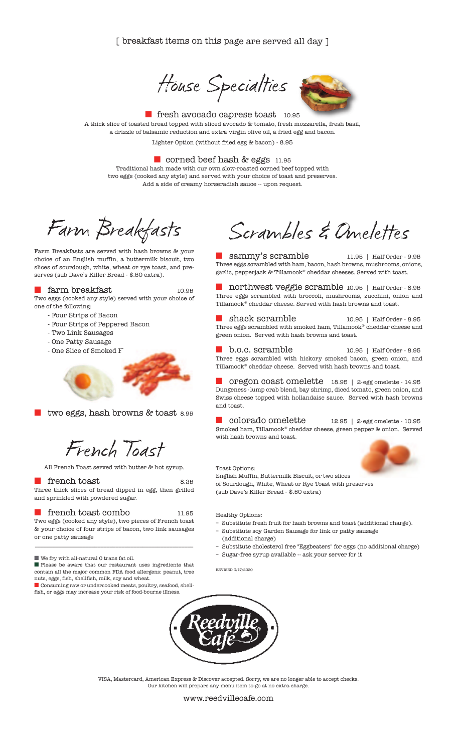[ breakfast items on this page are served all day ]

# House Specialties

**fresh avocado caprese toast** 10.95
A thick slice of toasted bread topped with sliced avocado & tomato, fresh mozzarella, fresh basil, a drizzle of balsamic reduction and extra virgin olive oil, a fried egg and bacon.
Lighter Option (without fried egg & bacon) - 8.95

**corned beef hash & eggs** 11.95
Traditional hash made with our own slow-roasted corned beef topped with two eggs (cooked any style) and served with your choice of toast and preserves.
Add a side of creamy horseradish sauce -- upon request.

# Farm Breakfasts

Farm Breakfasts are served with hash browns & your choice of an English muffin, a buttermilk biscuit, two slices of sourdough, white, wheat or rye toast, and preserves (sub Dave's Killer Bread - $.50 extra).

**farm breakfast** 10.95
Two eggs (cooked any style) served with your choice of one of the following:

- Four Strips of Bacon
- Four Strips of Peppered Bacon
- Two Link Sausages
- One Patty Sausage
- One Slice of Smoked F

**two eggs, hash browns & toast** 8.95

# French Toast

All French Toast served with butter & hot syrup.

**french toast** 8.25
Three thick slices of bread dipped in egg, then grilled and sprinkled with powdered sugar.

**french toast combo** 11.95
Two eggs (cooked any style), two pieces of French toast & your choice of four strips of bacon, two link sausages or one patty sausage

We fry with all-natural 0 trans fat oil.
Please be aware that our restaurant uses ingredients that contain all the major common FDA food allergens: peanut, tree nuts, eggs, fish, shellfish, milk, soy and wheat.
Consuming raw or undercooked meats, poultry, seafood, shellfish, or eggs may increase your risk of food-bourne illness.

# Scrambles & Omelettes

**sammy's scramble** 11.95 | Half Order - 9.95
Three eggs scrambled with ham, bacon, hash browns, mushrooms, onions, garlic, pepperjack & Tillamook® cheddar cheeses. Served with toast.

**northwest veggie scramble** 10.95 | Half Order - 8.95
Three eggs scrambled with broccoli, mushrooms, zucchini, onion and Tillamook® cheddar cheese. Served with hash browns and toast.

**shack scramble** 10.95 | Half Order - 8.95
Three eggs scrambled with smoked ham, Tillamook® cheddar cheese and green onion. Served with hash browns and toast.

**b.o.c. scramble** 10.95 | Half Order - 8.95
Three eggs scrambled with hickory smoked bacon, green onion, and Tillamook® cheddar cheese. Served with hash browns and toast.

**oregon coast omelette** 18.95 | 2-egg omelette - 14.95
Dungeness-lump crab blend, bay shrimp, diced tomato, green onion, and Swiss cheese topped with hollandaise sauce. Served with hash browns and toast.

**colorado omelette** 12.95 | 2-egg omelette - 10.95
Smoked ham, Tillamook® cheddar cheese, green pepper & onion. Served with hash browns and toast.

Toast Options:
English Muffin, Buttermilk Biscuit, or two slices of Sourdough, White, Wheat or Rye Toast with preserves (sub Dave's Killer Bread - $.50 extra)

Healthy Options:

- Substitute fresh fruit for hash browns and toast (additional charge).
- Substitute soy Garden Sausage for link or patty sausage (additional charge)
- Substitute cholesterol free "Eggbeaters" for eggs (no additional charge)
- Sugar-free syrup available -- ask your server for it

REVISED 3/17/2020

Reedville Café

VISA, Mastercard, American Express & Discover accepted. Sorry, we are no longer able to accept checks.
Our kitchen will prepare any menu item to-go at no extra charge.

www.reedvillecafe.com